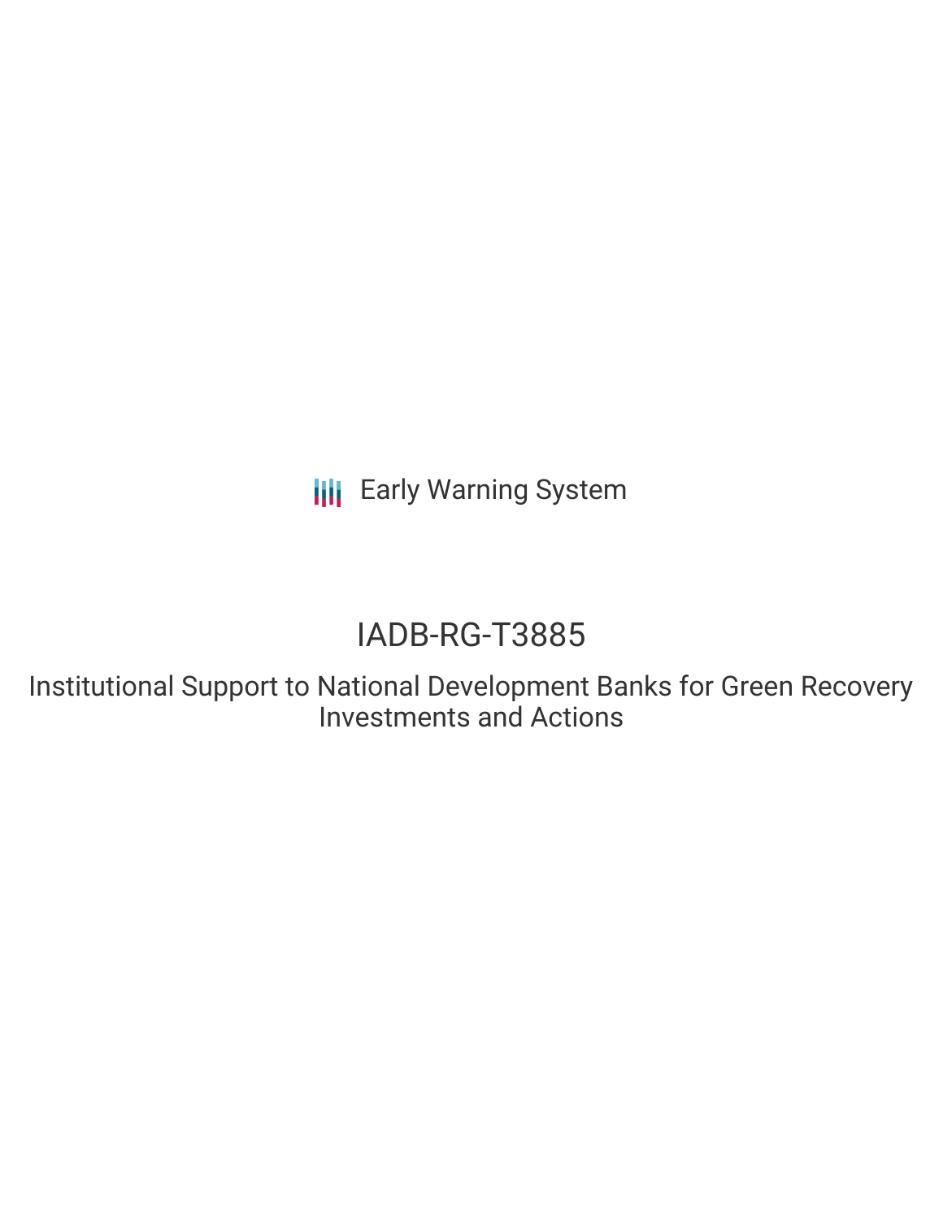Early Warning System

# IADB-RG-T3885

## Institutional Support to National Development Banks for Green Recovery Investments and Actions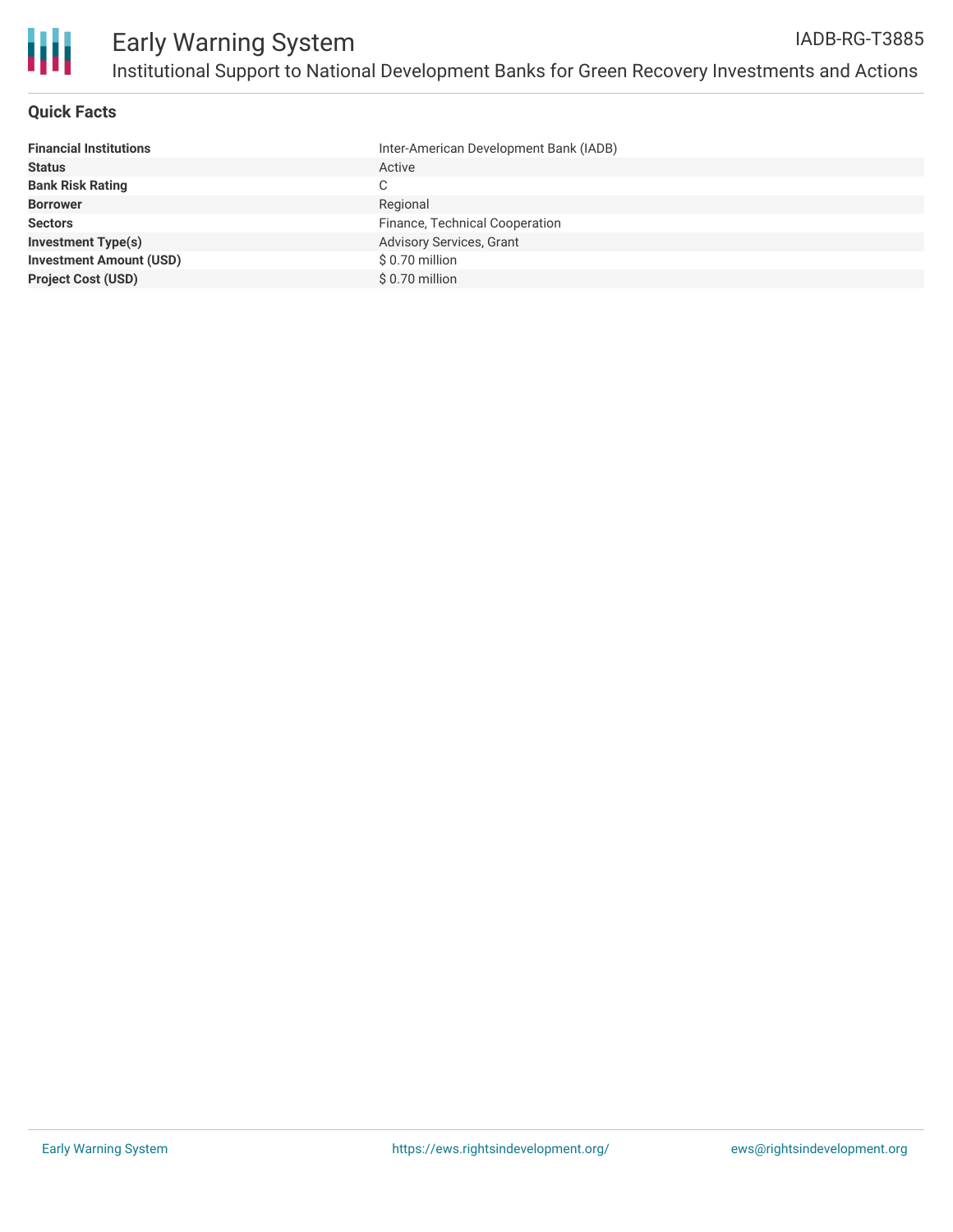# Early Warning System

## Institutional Support to National Development Banks for Green Recovery Investments and Actions

IADB-RG-T3885

### Quick Facts

| | |
|---|---|
| **Financial Institutions** | Inter-American Development Bank (IADB) |
| **Status** | Active |
| **Bank Risk Rating** | C |
| **Borrower** | Regional |
| **Sectors** | Finance, Technical Cooperation |
| **Investment Type(s)** | Advisory Services, Grant |
| **Investment Amount (USD)** | $ 0.70 million |
| **Project Cost (USD)** | $ 0.70 million |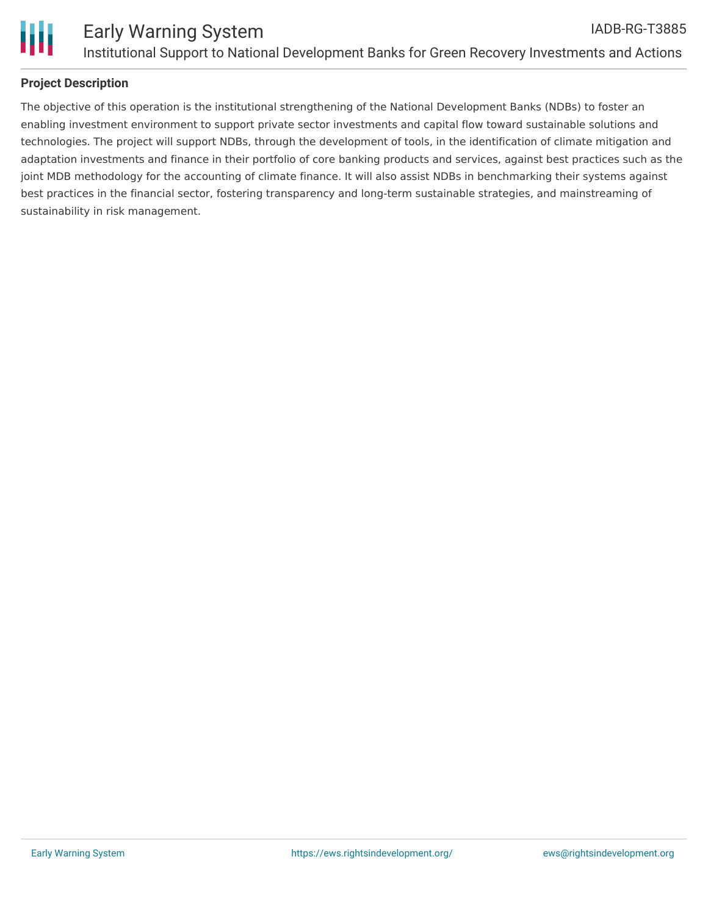## Project Description

The objective of this operation is the institutional strengthening of the National Development Banks (NDBs) to foster an enabling investment environment to support private sector investments and capital flow toward sustainable solutions and technologies. The project will support NDBs, through the development of tools, in the identification of climate mitigation and adaptation investments and finance in their portfolio of core banking products and services, against best practices such as the joint MDB methodology for the accounting of climate finance. It will also assist NDBs in benchmarking their systems against best practices in the financial sector, fostering transparency and long-term sustainable strategies, and mainstreaming of sustainability in risk management.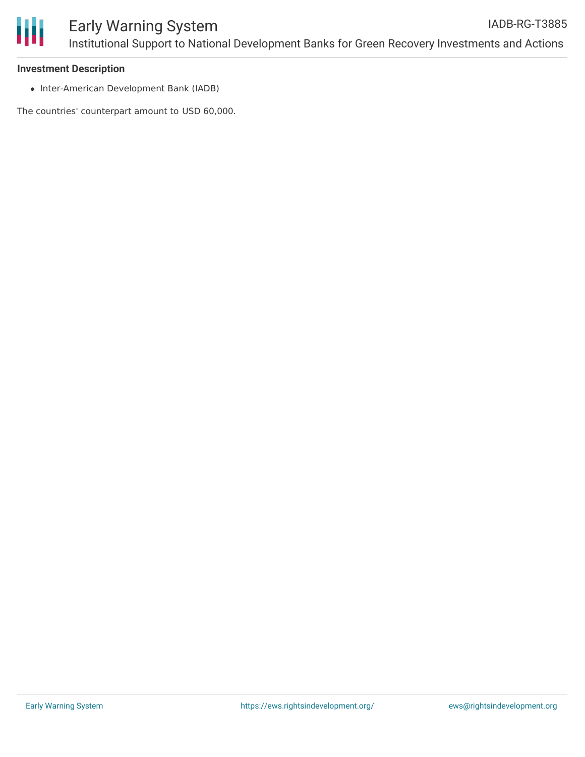### Investment Description

- Inter-American Development Bank (IADB)

The countries' counterpart amount to USD 60,000.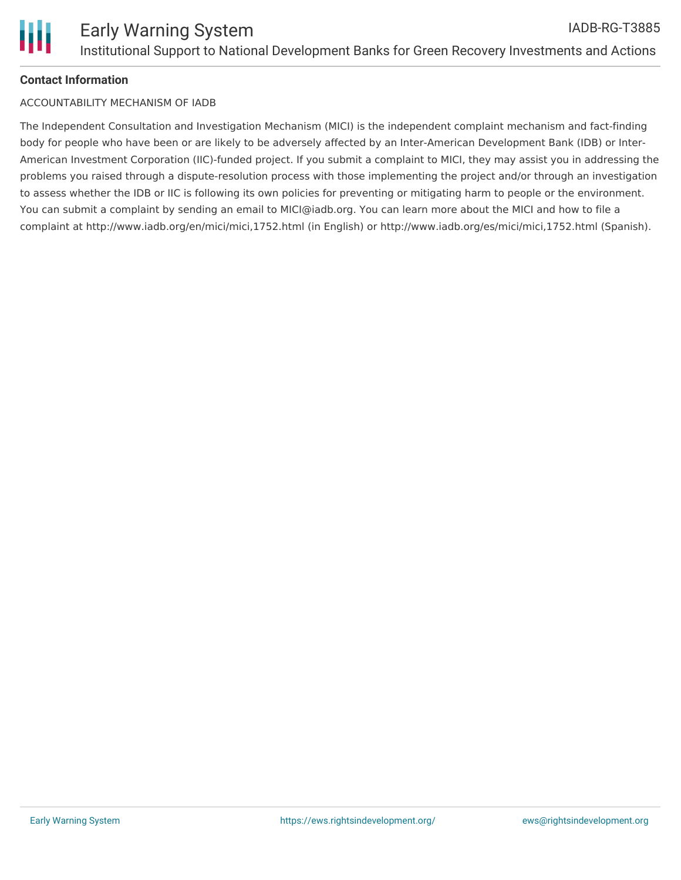**Contact Information**

ACCOUNTABILITY MECHANISM OF IADB

The Independent Consultation and Investigation Mechanism (MICI) is the independent complaint mechanism and fact-finding body for people who have been or are likely to be adversely affected by an Inter-American Development Bank (IDB) or Inter-American Investment Corporation (IIC)-funded project. If you submit a complaint to MICI, they may assist you in addressing the problems you raised through a dispute-resolution process with those implementing the project and/or through an investigation to assess whether the IDB or IIC is following its own policies for preventing or mitigating harm to people or the environment. You can submit a complaint by sending an email to MICI@iadb.org. You can learn more about the MICI and how to file a complaint at http://www.iadb.org/en/mici/mici,1752.html (in English) or http://www.iadb.org/es/mici/mici,1752.html (Spanish).